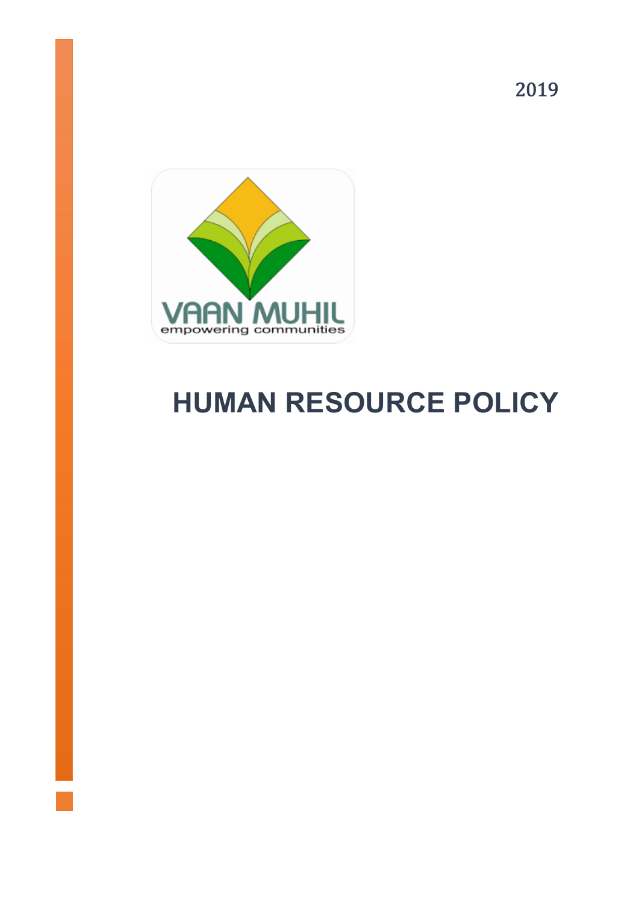2019

VAAN MUHIL
empowering communities

# HUMAN RESOURCE POLICY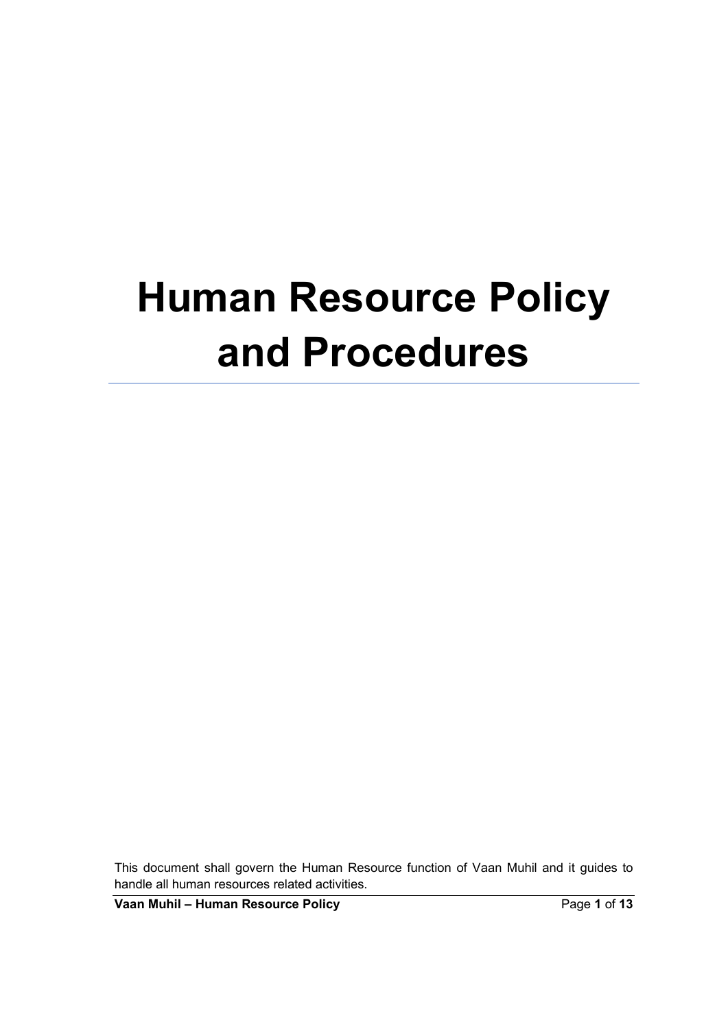# Human Resource Policy and Procedures

This document shall govern the Human Resource function of Vaan Muhil and it guides to handle all human resources related activities.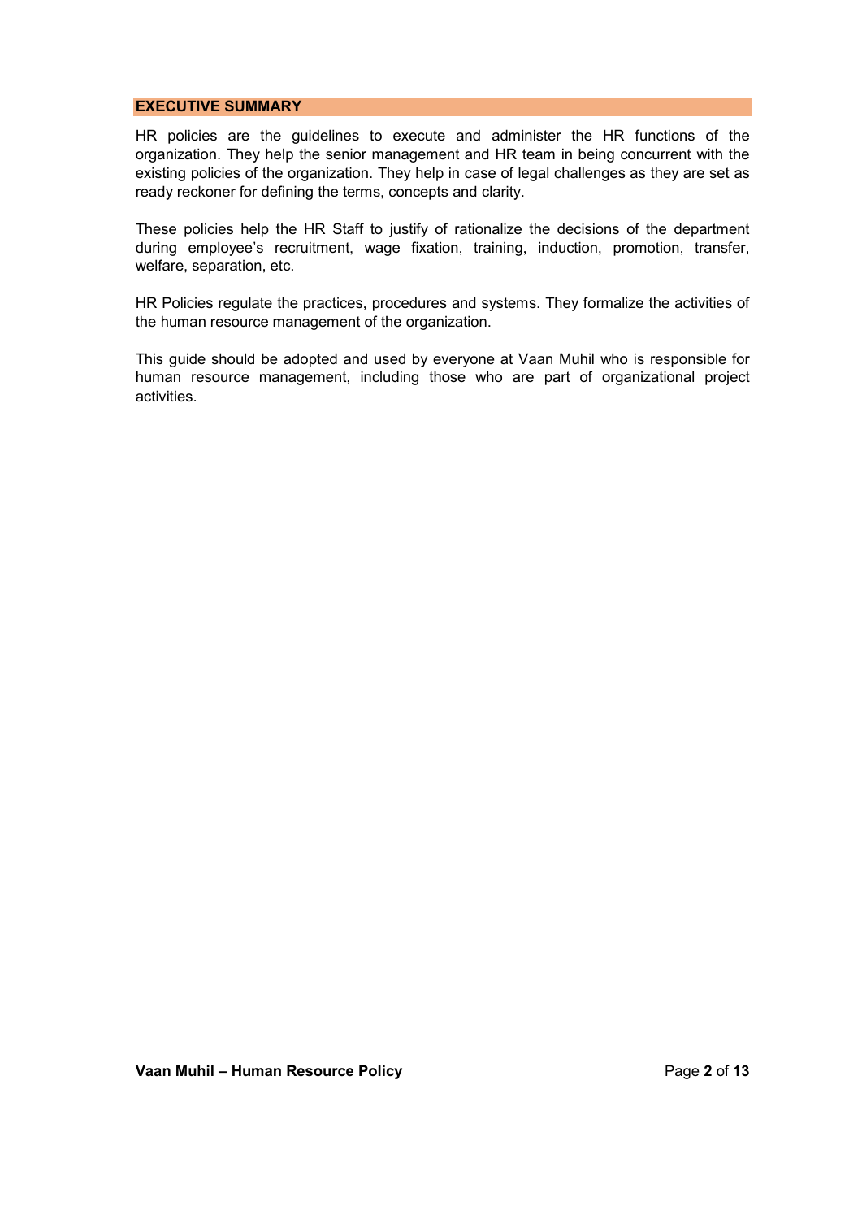## EXECUTIVE SUMMARY

HR policies are the guidelines to execute and administer the HR functions of the organization. They help the senior management and HR team in being concurrent with the existing policies of the organization. They help in case of legal challenges as they are set as ready reckoner for defining the terms, concepts and clarity.

These policies help the HR Staff to justify of rationalize the decisions of the department during employee's recruitment, wage fixation, training, induction, promotion, transfer, welfare, separation, etc.

HR Policies regulate the practices, procedures and systems. They formalize the activities of the human resource management of the organization.

This guide should be adopted and used by everyone at Vaan Muhil who is responsible for human resource management, including those who are part of organizational project activities.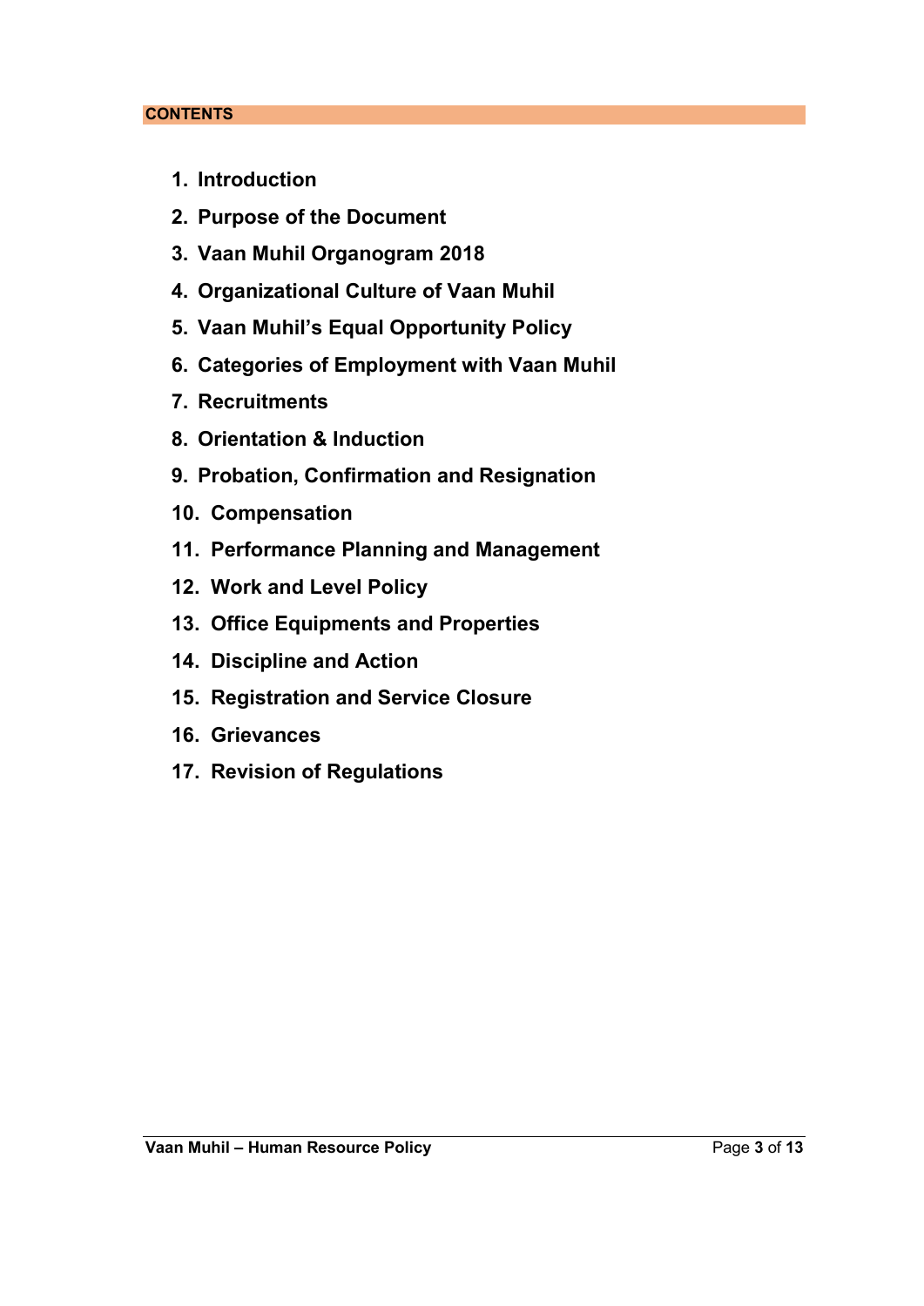## CONTENTS

1. **Introduction**
2. **Purpose of the Document**
3. **Vaan Muhil Organogram 2018**
4. **Organizational Culture of Vaan Muhil**
5. **Vaan Muhil's Equal Opportunity Policy**
6. **Categories of Employment with Vaan Muhil**
7. **Recruitments**
8. **Orientation & Induction**
9. **Probation, Confirmation and Resignation**
10. **Compensation**
11. **Performance Planning and Management**
12. **Work and Level Policy**
13. **Office Equipments and Properties**
14. **Discipline and Action**
15. **Registration and Service Closure**
16. **Grievances**
17. **Revision of Regulations**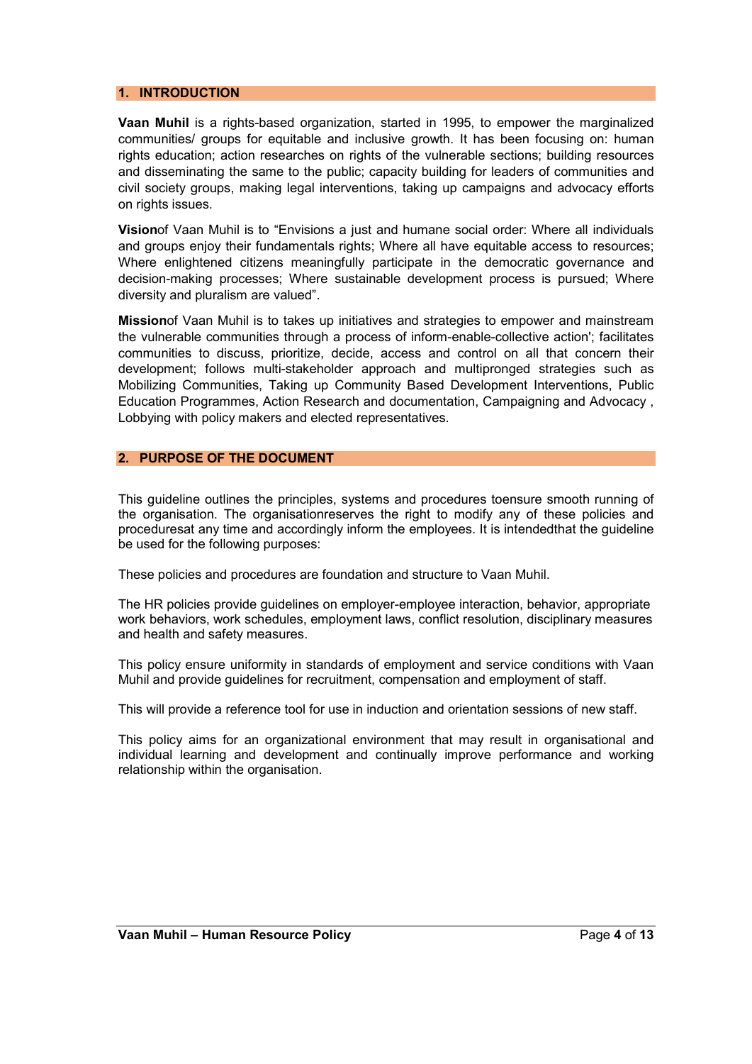## 1. INTRODUCTION

**Vaan Muhil** is a rights-based organization, started in 1995, to empower the marginalized communities/ groups for equitable and inclusive growth. It has been focusing on: human rights education; action researches on rights of the vulnerable sections; building resources and disseminating the same to the public; capacity building for leaders of communities and civil society groups, making legal interventions, taking up campaigns and advocacy efforts on rights issues.

**Vision**of Vaan Muhil is to "Envisions a just and humane social order: Where all individuals and groups enjoy their fundamentals rights; Where all have equitable access to resources; Where enlightened citizens meaningfully participate in the democratic governance and decision-making processes; Where sustainable development process is pursued; Where diversity and pluralism are valued".

**Mission**of Vaan Muhil is to takes up initiatives and strategies to empower and mainstream the vulnerable communities through a process of inform-enable-collective action'; facilitates communities to discuss, prioritize, decide, access and control on all that concern their development; follows multi-stakeholder approach and multipronged strategies such as Mobilizing Communities, Taking up Community Based Development Interventions, Public Education Programmes, Action Research and documentation, Campaigning and Advocacy , Lobbying with policy makers and elected representatives.

## 2. PURPOSE OF THE DOCUMENT

This guideline outlines the principles, systems and procedures toensure smooth running of the organisation. The organisationreserves the right to modify any of these policies and proceduresat any time and accordingly inform the employees. It is intendedthat the guideline be used for the following purposes:

These policies and procedures are foundation and structure to Vaan Muhil.

The HR policies provide guidelines on employer-employee interaction, behavior, appropriate work behaviors, work schedules, employment laws, conflict resolution, disciplinary measures and health and safety measures.

This policy ensure uniformity in standards of employment and service conditions with Vaan Muhil and provide guidelines for recruitment, compensation and employment of staff.

This will provide a reference tool for use in induction and orientation sessions of new staff.

This policy aims for an organizational environment that may result in organisational and individual learning and development and continually improve performance and working relationship within the organisation.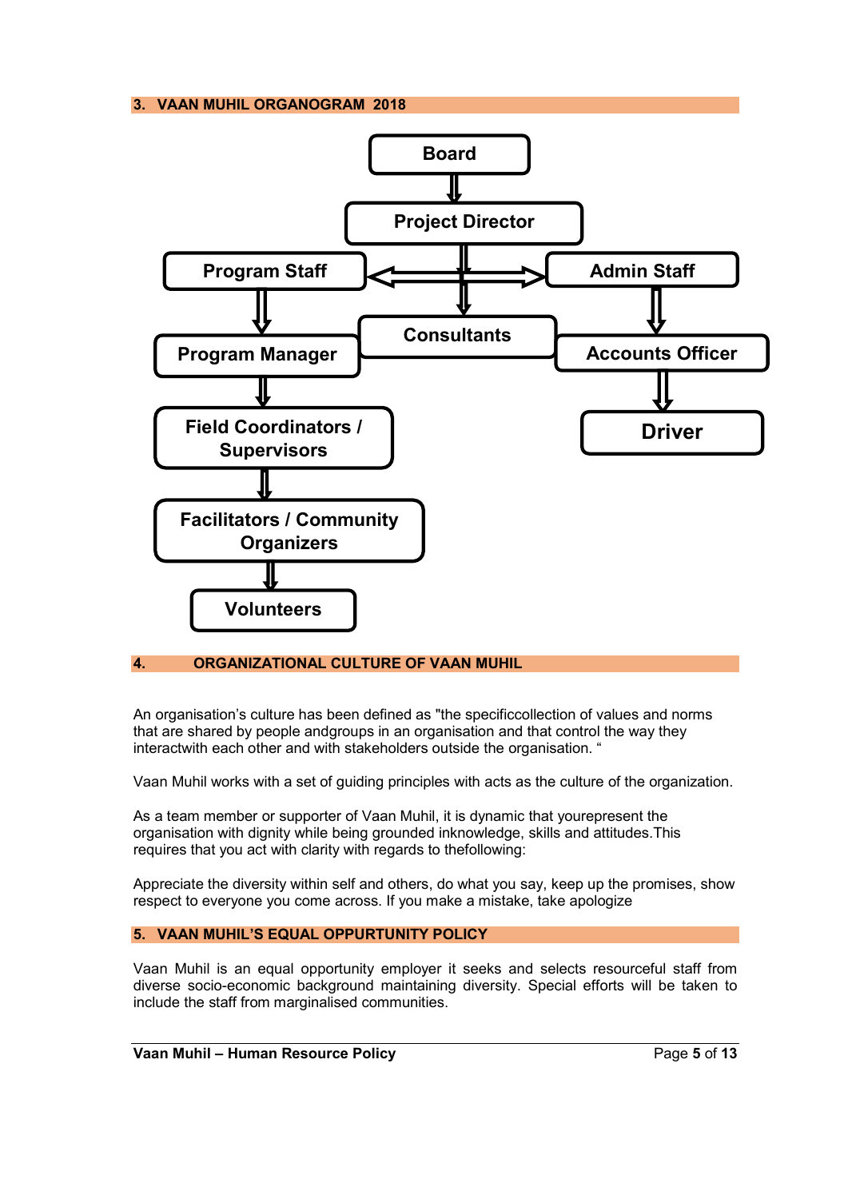## 3. VAAN MUHIL ORGANOGRAM 2018

- Board
  - Project Director
    - Program Staff
      - Program Manager
        - Field Coordinators / Supervisors
          - Facilitators / Community Organizers
            - Volunteers
    - Consultants
    - Admin Staff
      - Accounts Officer
        - Driver

## 4. ORGANIZATIONAL CULTURE OF VAAN MUHIL

An organisation's culture has been defined as "the specificcollection of values and norms that are shared by people andgroups in an organisation and that control the way they interactwith each other and with stakeholders outside the organisation. "

Vaan Muhil works with a set of guiding principles with acts as the culture of the organization.

As a team member or supporter of Vaan Muhil, it is dynamic that yourepresent the organisation with dignity while being grounded inknowledge, skills and attitudes.This requires that you act with clarity with regards to thefollowing:

Appreciate the diversity within self and others, do what you say, keep up the promises, show respect to everyone you come across. If you make a mistake, take apologize

## 5. VAAN MUHIL'S EQUAL OPPURTUNITY POLICY

Vaan Muhil is an equal opportunity employer it seeks and selects resourceful staff from diverse socio-economic background maintaining diversity. Special efforts will be taken to include the staff from marginalised communities.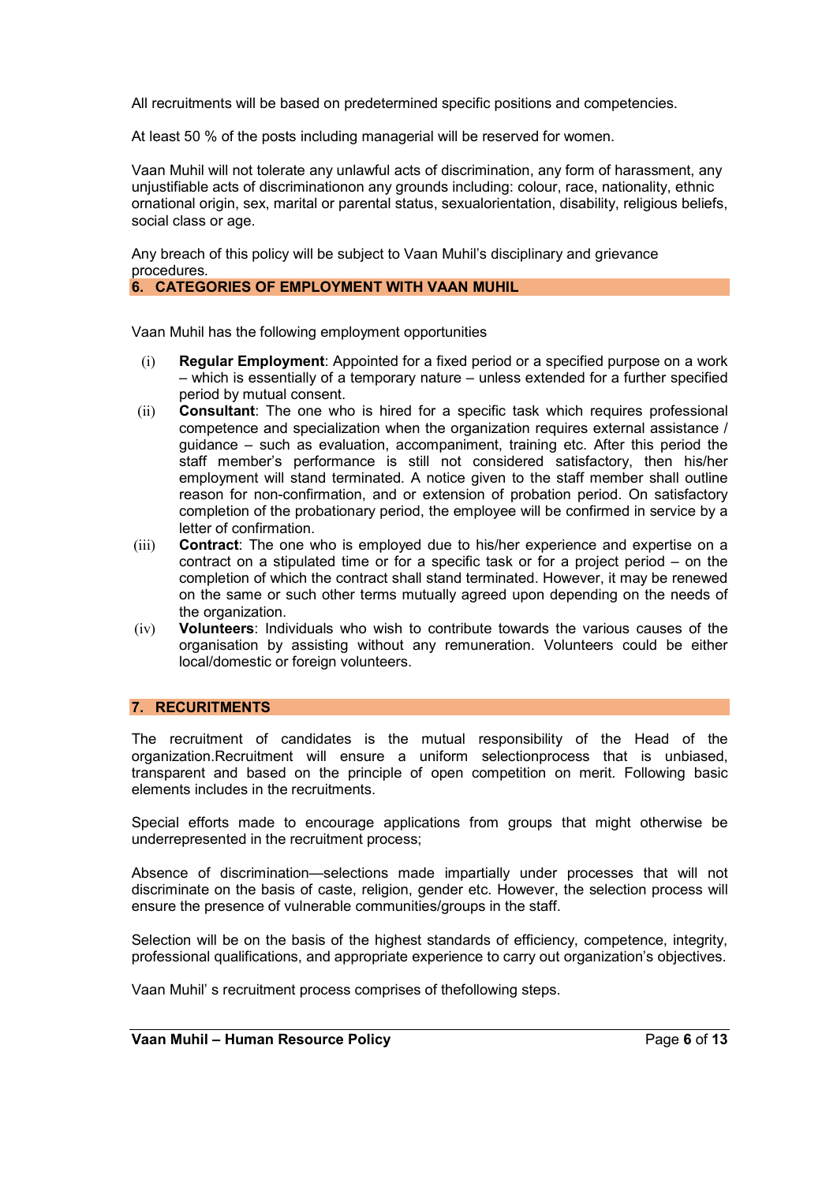All recruitments will be based on predetermined specific positions and competencies.

At least 50 % of the posts including managerial will be reserved for women.

Vaan Muhil will not tolerate any unlawful acts of discrimination, any form of harassment, any unjustifiable acts of discriminationon any grounds including: colour, race, nationality, ethnic ornational origin, sex, marital or parental status, sexualorientation, disability, religious beliefs, social class or age.

Any breach of this policy will be subject to Vaan Muhil's disciplinary and grievance procedures.

## 6. CATEGORIES OF EMPLOYMENT WITH VAAN MUHIL

Vaan Muhil has the following employment opportunities

(i) **Regular Employment**: Appointed for a fixed period or a specified purpose on a work – which is essentially of a temporary nature – unless extended for a further specified period by mutual consent.

(ii) **Consultant**: The one who is hired for a specific task which requires professional competence and specialization when the organization requires external assistance / guidance – such as evaluation, accompaniment, training etc. After this period the staff member's performance is still not considered satisfactory, then his/her employment will stand terminated. A notice given to the staff member shall outline reason for non-confirmation, and or extension of probation period. On satisfactory completion of the probationary period, the employee will be confirmed in service by a letter of confirmation.

(iii) **Contract**: The one who is employed due to his/her experience and expertise on a contract on a stipulated time or for a specific task or for a project period – on the completion of which the contract shall stand terminated. However, it may be renewed on the same or such other terms mutually agreed upon depending on the needs of the organization.

(iv) **Volunteers**: Individuals who wish to contribute towards the various causes of the organisation by assisting without any remuneration. Volunteers could be either local/domestic or foreign volunteers.

## 7. RECURITMENTS

The recruitment of candidates is the mutual responsibility of the Head of the organization.Recruitment will ensure a uniform selectionprocess that is unbiased, transparent and based on the principle of open competition on merit. Following basic elements includes in the recruitments.

Special efforts made to encourage applications from groups that might otherwise be underrepresented in the recruitment process;

Absence of discrimination—selections made impartially under processes that will not discriminate on the basis of caste, religion, gender etc. However, the selection process will ensure the presence of vulnerable communities/groups in the staff.

Selection will be on the basis of the highest standards of efficiency, competence, integrity, professional qualifications, and appropriate experience to carry out organization's objectives.

Vaan Muhil' s recruitment process comprises of thefollowing steps.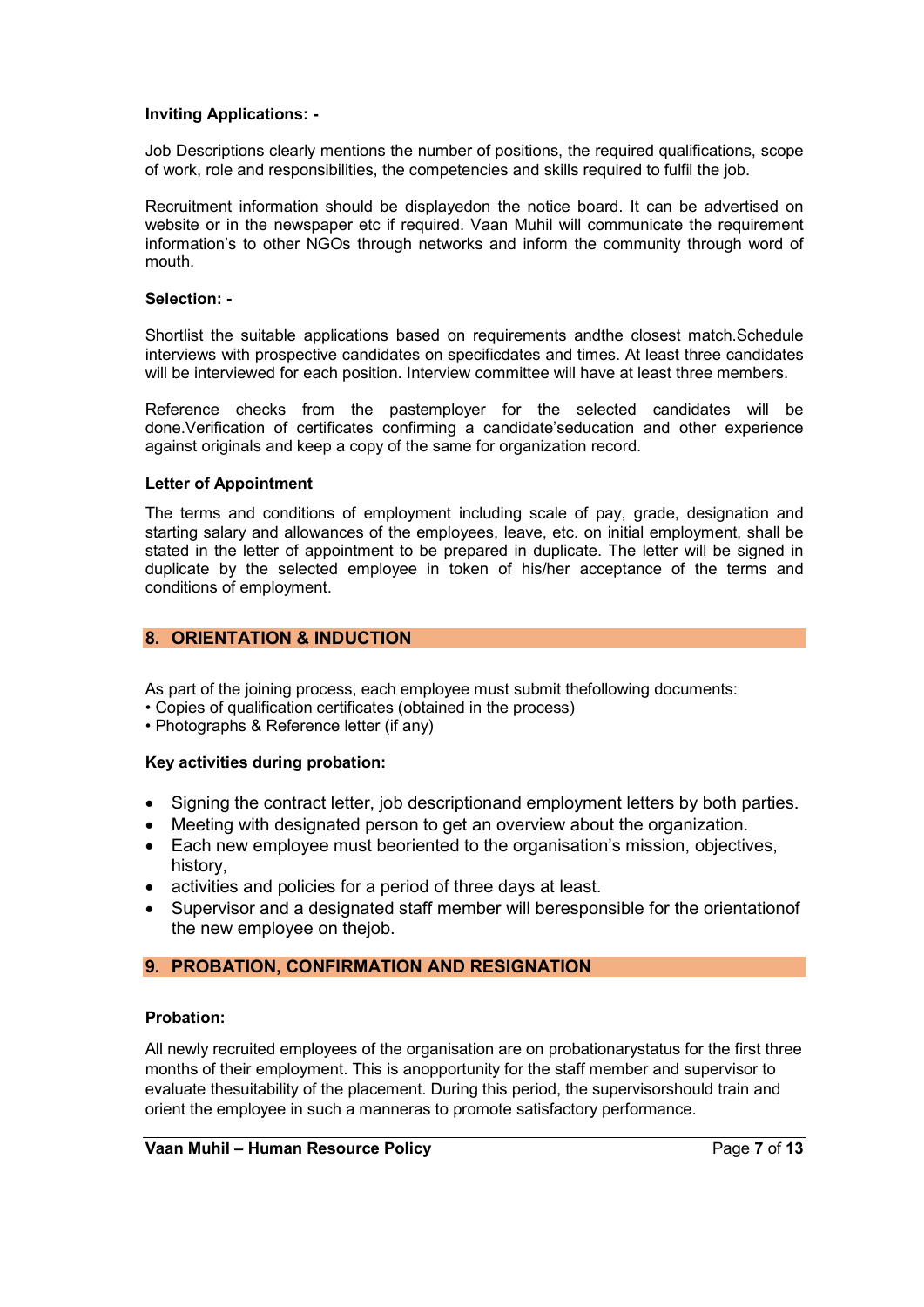**Inviting Applications: -**

Job Descriptions clearly mentions the number of positions, the required qualifications, scope of work, role and responsibilities, the competencies and skills required to fulfil the job.

Recruitment information should be displayedon the notice board. It can be advertised on website or in the newspaper etc if required. Vaan Muhil will communicate the requirement information's to other NGOs through networks and inform the community through word of mouth.

**Selection: -**

Shortlist the suitable applications based on requirements andthe closest match.Schedule interviews with prospective candidates on specificdates and times. At least three candidates will be interviewed for each position. Interview committee will have at least three members.

Reference checks from the pastemployer for the selected candidates will be done.Verification of certificates confirming a candidate'seducation and other experience against originals and keep a copy of the same for organization record.

**Letter of Appointment**

The terms and conditions of employment including scale of pay, grade, designation and starting salary and allowances of the employees, leave, etc. on initial employment, shall be stated in the letter of appointment to be prepared in duplicate. The letter will be signed in duplicate by the selected employee in token of his/her acceptance of the terms and conditions of employment.

## 8. ORIENTATION & INDUCTION

As part of the joining process, each employee must submit thefollowing documents:
• Copies of qualification certificates (obtained in the process)
• Photographs & Reference letter (if any)

**Key activities during probation:**

- Signing the contract letter, job descriptionand employment letters by both parties.
- Meeting with designated person to get an overview about the organization.
- Each new employee must beoriented to the organisation's mission, objectives, history,
- activities and policies for a period of three days at least.
- Supervisor and a designated staff member will beresponsible for the orientationof the new employee on thejob.

## 9. PROBATION, CONFIRMATION AND RESIGNATION

**Probation:**

All newly recruited employees of the organisation are on probationarystatus for the first three months of their employment. This is anopportunity for the staff member and supervisor to evaluate thesuitability of the placement. During this period, the supervisorshould train and orient the employee in such a manneras to promote satisfactory performance.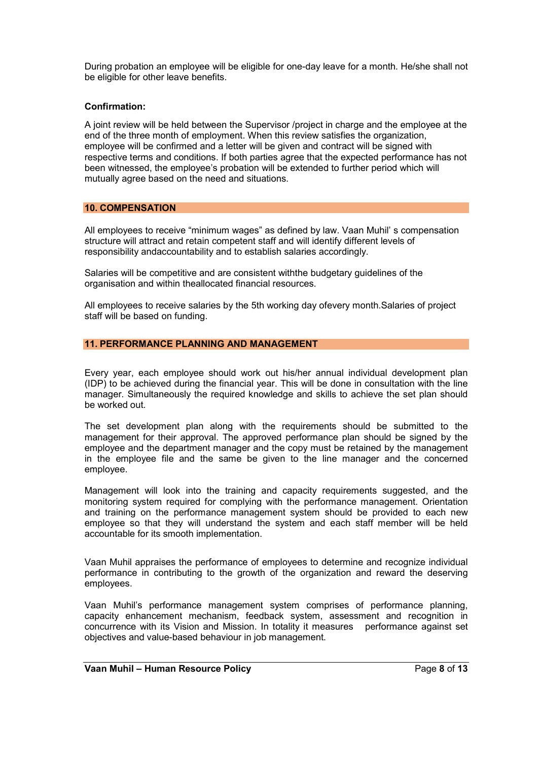During probation an employee will be eligible for one-day leave for a month. He/she shall not be eligible for other leave benefits.

**Confirmation:**

A joint review will be held between the Supervisor /project in charge and the employee at the end of the three month of employment. When this review satisfies the organization, employee will be confirmed and a letter will be given and contract will be signed with respective terms and conditions. If both parties agree that the expected performance has not been witnessed, the employee's probation will be extended to further period which will mutually agree based on the need and situations.

## 10. COMPENSATION

All employees to receive "minimum wages" as defined by law. Vaan Muhil' s compensation structure will attract and retain competent staff and will identify different levels of responsibility andaccountability and to establish salaries accordingly.

Salaries will be competitive and are consistent withthe budgetary guidelines of the organisation and within theallocated financial resources.

All employees to receive salaries by the 5th working day ofevery month.Salaries of project staff will be based on funding.

## 11. PERFORMANCE PLANNING AND MANAGEMENT

Every year, each employee should work out his/her annual individual development plan (IDP) to be achieved during the financial year. This will be done in consultation with the line manager. Simultaneously the required knowledge and skills to achieve the set plan should be worked out.

The set development plan along with the requirements should be submitted to the management for their approval. The approved performance plan should be signed by the employee and the department manager and the copy must be retained by the management in the employee file and the same be given to the line manager and the concerned employee.

Management will look into the training and capacity requirements suggested, and the monitoring system required for complying with the performance management. Orientation and training on the performance management system should be provided to each new employee so that they will understand the system and each staff member will be held accountable for its smooth implementation.

Vaan Muhil appraises the performance of employees to determine and recognize individual performance in contributing to the growth of the organization and reward the deserving employees.

Vaan Muhil's performance management system comprises of performance planning, capacity enhancement mechanism, feedback system, assessment and recognition in concurrence with its Vision and Mission. In totality it measures performance against set objectives and value-based behaviour in job management.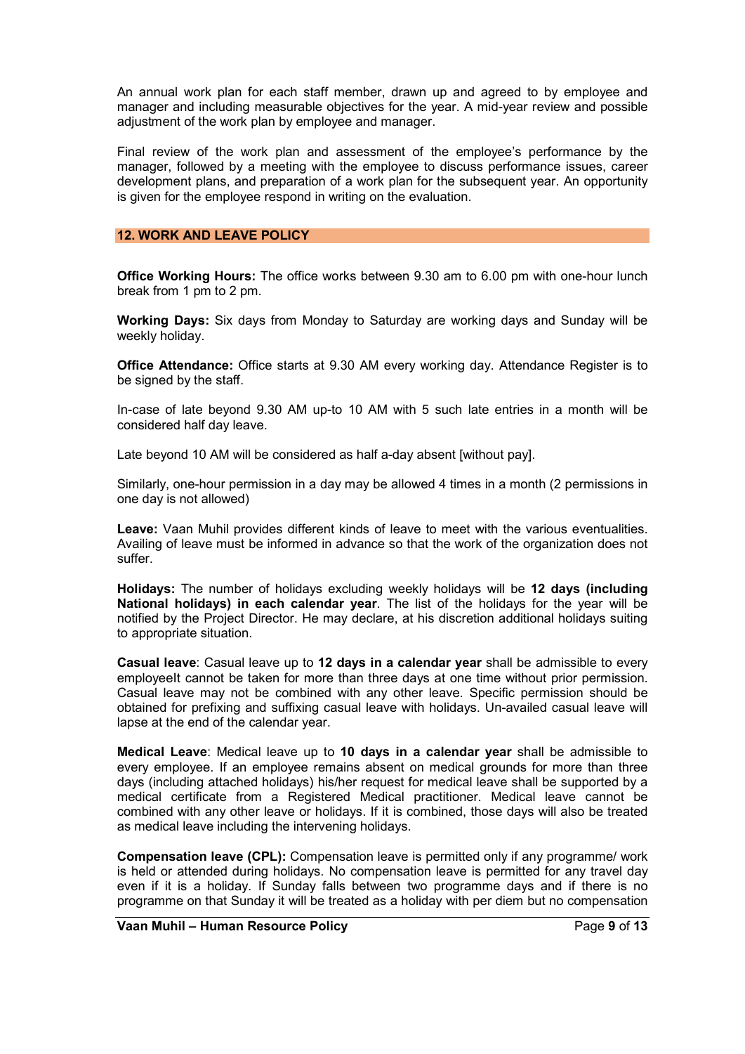An annual work plan for each staff member, drawn up and agreed to by employee and manager and including measurable objectives for the year. A mid-year review and possible adjustment of the work plan by employee and manager.

Final review of the work plan and assessment of the employee's performance by the manager, followed by a meeting with the employee to discuss performance issues, career development plans, and preparation of a work plan for the subsequent year. An opportunity is given for the employee respond in writing on the evaluation.

## 12. WORK AND LEAVE POLICY

**Office Working Hours:** The office works between 9.30 am to 6.00 pm with one-hour lunch break from 1 pm to 2 pm.

**Working Days:** Six days from Monday to Saturday are working days and Sunday will be weekly holiday.

**Office Attendance:** Office starts at 9.30 AM every working day. Attendance Register is to be signed by the staff.

In-case of late beyond 9.30 AM up-to 10 AM with 5 such late entries in a month will be considered half day leave.

Late beyond 10 AM will be considered as half a-day absent [without pay].

Similarly, one-hour permission in a day may be allowed 4 times in a month (2 permissions in one day is not allowed)

**Leave:** Vaan Muhil provides different kinds of leave to meet with the various eventualities. Availing of leave must be informed in advance so that the work of the organization does not suffer.

**Holidays:** The number of holidays excluding weekly holidays will be **12 days (including National holidays) in each calendar year**. The list of the holidays for the year will be notified by the Project Director. He may declare, at his discretion additional holidays suiting to appropriate situation.

**Casual leave**: Casual leave up to **12 days in a calendar year** shall be admissible to every employeeIt cannot be taken for more than three days at one time without prior permission. Casual leave may not be combined with any other leave. Specific permission should be obtained for prefixing and suffixing casual leave with holidays. Un-availed casual leave will lapse at the end of the calendar year.

**Medical Leave**: Medical leave up to **10 days in a calendar year** shall be admissible to every employee. If an employee remains absent on medical grounds for more than three days (including attached holidays) his/her request for medical leave shall be supported by a medical certificate from a Registered Medical practitioner. Medical leave cannot be combined with any other leave or holidays. If it is combined, those days will also be treated as medical leave including the intervening holidays.

**Compensation leave (CPL):** Compensation leave is permitted only if any programme/ work is held or attended during holidays. No compensation leave is permitted for any travel day even if it is a holiday. If Sunday falls between two programme days and if there is no programme on that Sunday it will be treated as a holiday with per diem but no compensation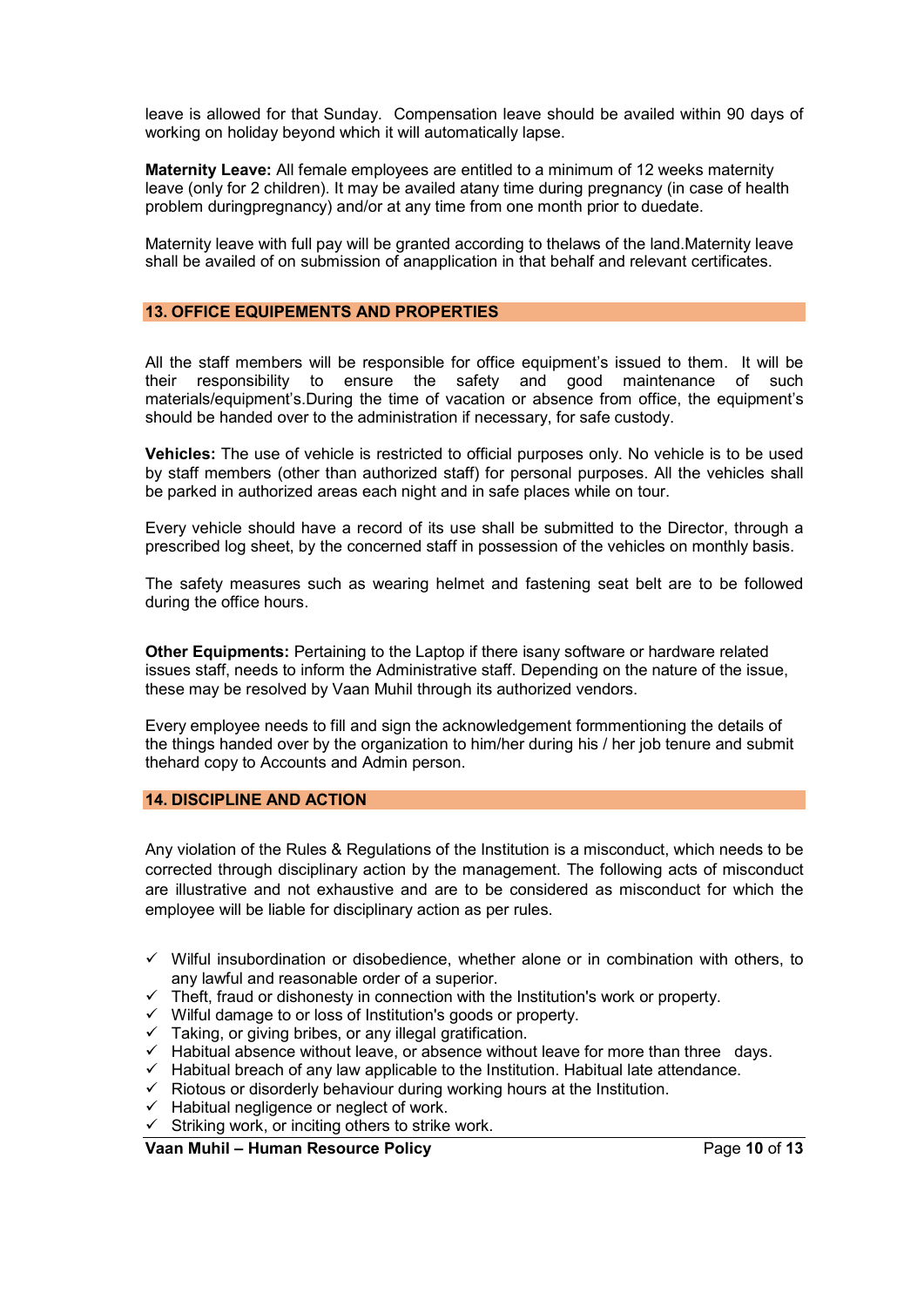leave is allowed for that Sunday. Compensation leave should be availed within 90 days of working on holiday beyond which it will automatically lapse.

**Maternity Leave:** All female employees are entitled to a minimum of 12 weeks maternity leave (only for 2 children). It may be availed atany time during pregnancy (in case of health problem duringpregnancy) and/or at any time from one month prior to duedate.

Maternity leave with full pay will be granted according to thelaws of the land.Maternity leave shall be availed of on submission of anapplication in that behalf and relevant certificates.

## 13. OFFICE EQUIPEMENTS AND PROPERTIES

All the staff members will be responsible for office equipment's issued to them. It will be their responsibility to ensure the safety and good maintenance of such materials/equipment's.During the time of vacation or absence from office, the equipment's should be handed over to the administration if necessary, for safe custody.

**Vehicles:** The use of vehicle is restricted to official purposes only. No vehicle is to be used by staff members (other than authorized staff) for personal purposes. All the vehicles shall be parked in authorized areas each night and in safe places while on tour.

Every vehicle should have a record of its use shall be submitted to the Director, through a prescribed log sheet, by the concerned staff in possession of the vehicles on monthly basis.

The safety measures such as wearing helmet and fastening seat belt are to be followed during the office hours.

**Other Equipments:** Pertaining to the Laptop if there isany software or hardware related issues staff, needs to inform the Administrative staff. Depending on the nature of the issue, these may be resolved by Vaan Muhil through its authorized vendors.

Every employee needs to fill and sign the acknowledgement formmentioning the details of the things handed over by the organization to him/her during his / her job tenure and submit thehard copy to Accounts and Admin person.

## 14. DISCIPLINE AND ACTION

Any violation of the Rules & Regulations of the Institution is a misconduct, which needs to be corrected through disciplinary action by the management. The following acts of misconduct are illustrative and not exhaustive and are to be considered as misconduct for which the employee will be liable for disciplinary action as per rules.

- ✓ Wilful insubordination or disobedience, whether alone or in combination with others, to any lawful and reasonable order of a superior.
- ✓ Theft, fraud or dishonesty in connection with the Institution's work or property.
- ✓ Wilful damage to or loss of Institution's goods or property.
- ✓ Taking, or giving bribes, or any illegal gratification.
- ✓ Habitual absence without leave, or absence without leave for more than three days.
- ✓ Habitual breach of any law applicable to the Institution. Habitual late attendance.
- ✓ Riotous or disorderly behaviour during working hours at the Institution.
- ✓ Habitual negligence or neglect of work.
- ✓ Striking work, or inciting others to strike work.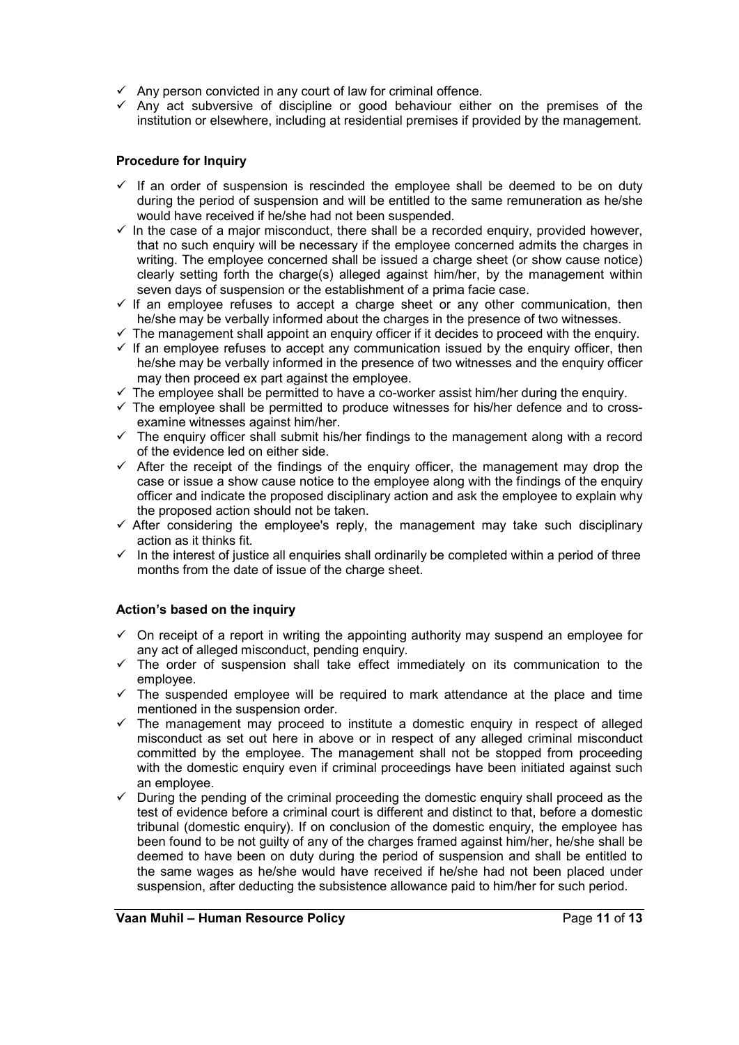- ✓ Any person convicted in any court of law for criminal offence.
- ✓ Any act subversive of discipline or good behaviour either on the premises of the institution or elsewhere, including at residential premises if provided by the management.

**Procedure for Inquiry**

- ✓ If an order of suspension is rescinded the employee shall be deemed to be on duty during the period of suspension and will be entitled to the same remuneration as he/she would have received if he/she had not been suspended.
- ✓ In the case of a major misconduct, there shall be a recorded enquiry, provided however, that no such enquiry will be necessary if the employee concerned admits the charges in writing. The employee concerned shall be issued a charge sheet (or show cause notice) clearly setting forth the charge(s) alleged against him/her, by the management within seven days of suspension or the establishment of a prima facie case.
- ✓ If an employee refuses to accept a charge sheet or any other communication, then he/she may be verbally informed about the charges in the presence of two witnesses.
- ✓ The management shall appoint an enquiry officer if it decides to proceed with the enquiry.
- ✓ If an employee refuses to accept any communication issued by the enquiry officer, then he/she may be verbally informed in the presence of two witnesses and the enquiry officer may then proceed ex part against the employee.
- ✓ The employee shall be permitted to have a co-worker assist him/her during the enquiry.
- ✓ The employee shall be permitted to produce witnesses for his/her defence and to cross-examine witnesses against him/her.
- ✓ The enquiry officer shall submit his/her findings to the management along with a record of the evidence led on either side.
- ✓ After the receipt of the findings of the enquiry officer, the management may drop the case or issue a show cause notice to the employee along with the findings of the enquiry officer and indicate the proposed disciplinary action and ask the employee to explain why the proposed action should not be taken.
- ✓ After considering the employee's reply, the management may take such disciplinary action as it thinks fit.
- ✓ In the interest of justice all enquiries shall ordinarily be completed within a period of three months from the date of issue of the charge sheet.

**Action's based on the inquiry**

- ✓ On receipt of a report in writing the appointing authority may suspend an employee for any act of alleged misconduct, pending enquiry.
- ✓ The order of suspension shall take effect immediately on its communication to the employee.
- ✓ The suspended employee will be required to mark attendance at the place and time mentioned in the suspension order.
- ✓ The management may proceed to institute a domestic enquiry in respect of alleged misconduct as set out here in above or in respect of any alleged criminal misconduct committed by the employee. The management shall not be stopped from proceeding with the domestic enquiry even if criminal proceedings have been initiated against such an employee.
- ✓ During the pending of the criminal proceeding the domestic enquiry shall proceed as the test of evidence before a criminal court is different and distinct to that, before a domestic tribunal (domestic enquiry). If on conclusion of the domestic enquiry, the employee has been found to be not guilty of any of the charges framed against him/her, he/she shall be deemed to have been on duty during the period of suspension and shall be entitled to the same wages as he/she would have received if he/she had not been placed under suspension, after deducting the subsistence allowance paid to him/her for such period.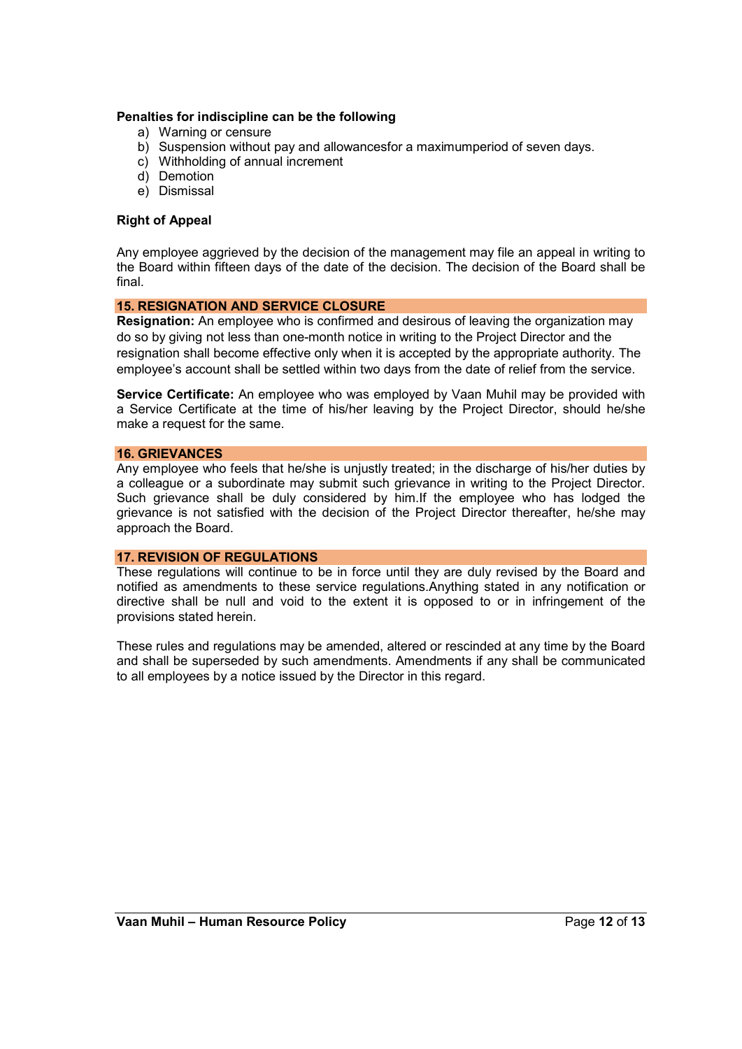**Penalties for indiscipline can be the following**

a) Warning or censure
b) Suspension without pay and allowancesfor a maximumperiod of seven days.
c) Withholding of annual increment
d) Demotion
e) Dismissal

**Right of Appeal**

Any employee aggrieved by the decision of the management may file an appeal in writing to the Board within fifteen days of the date of the decision. The decision of the Board shall be final.

## 15. RESIGNATION AND SERVICE CLOSURE

**Resignation:** An employee who is confirmed and desirous of leaving the organization may do so by giving not less than one-month notice in writing to the Project Director and the resignation shall become effective only when it is accepted by the appropriate authority. The employee's account shall be settled within two days from the date of relief from the service.

**Service Certificate:** An employee who was employed by Vaan Muhil may be provided with a Service Certificate at the time of his/her leaving by the Project Director, should he/she make a request for the same.

## 16. GRIEVANCES

Any employee who feels that he/she is unjustly treated; in the discharge of his/her duties by a colleague or a subordinate may submit such grievance in writing to the Project Director. Such grievance shall be duly considered by him.If the employee who has lodged the grievance is not satisfied with the decision of the Project Director thereafter, he/she may approach the Board.

## 17. REVISION OF REGULATIONS

These regulations will continue to be in force until they are duly revised by the Board and notified as amendments to these service regulations.Anything stated in any notification or directive shall be null and void to the extent it is opposed to or in infringement of the provisions stated herein.

These rules and regulations may be amended, altered or rescinded at any time by the Board and shall be superseded by such amendments. Amendments if any shall be communicated to all employees by a notice issued by the Director in this regard.